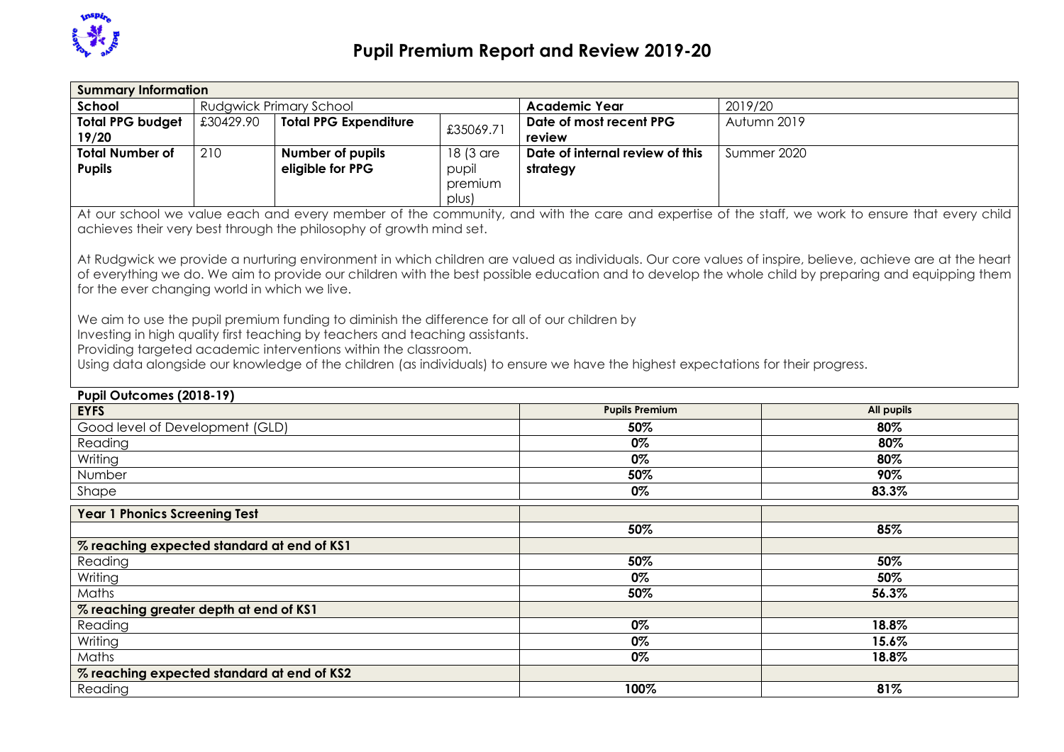# Pupil Premium Report and Review 2019-20

| **Summary Information** | | | | | |
|---|---|---|---|---|---|
| **School** | Rudgwick Primary School | | | **Academic Year** | 2019/20 |
| **Total PPG budget 19/20** | £30429.90 | **Total PPG Expenditure** | £35069.71 | **Date of most recent PPG review** | Autumn 2019 |
| **Total Number of Pupils** | 210 | **Number of pupils eligible for PPG** | 18 (3 are pupil premium plus) | **Date of internal review of this strategy** | Summer 2020 |

At our school we value each and every member of the community, and with the care and expertise of the staff, we work to ensure that every child achieves their very best through the philosophy of growth mind set.

At Rudgwick we provide a nurturing environment in which children are valued as individuals. Our core values of inspire, believe, achieve are at the heart of everything we do. We aim to provide our children with the best possible education and to develop the whole child by preparing and equipping them for the ever changing world in which we live.

We aim to use the pupil premium funding to diminish the difference for all of our children by
Investing in high quality first teaching by teachers and teaching assistants.
Providing targeted academic interventions within the classroom.
Using data alongside our knowledge of the children (as individuals) to ensure we have the highest expectations for their progress.

**Pupil Outcomes (2018-19)**

| **EYFS** | **Pupils Premium** | **All pupils** |
|---|---|---|
| Good level of Development (GLD) | **50%** | **80%** |
| Reading | **0%** | **80%** |
| Writing | **0%** | **80%** |
| Number | **50%** | **90%** |
| Shape | **0%** | **83.3%** |
| **Year 1 Phonics Screening Test** | | |
| | **50%** | **85%** |
| **% reaching expected standard at end of KS1** | | |
| Reading | **50%** | **50%** |
| Writing | **0%** | **50%** |
| Maths | **50%** | **56.3%** |
| **% reaching greater depth at end of KS1** | | |
| Reading | **0%** | **18.8%** |
| Writing | **0%** | **15.6%** |
| Maths | **0%** | **18.8%** |
| **% reaching expected standard at end of KS2** | | |
| Reading | **100%** | **81%** |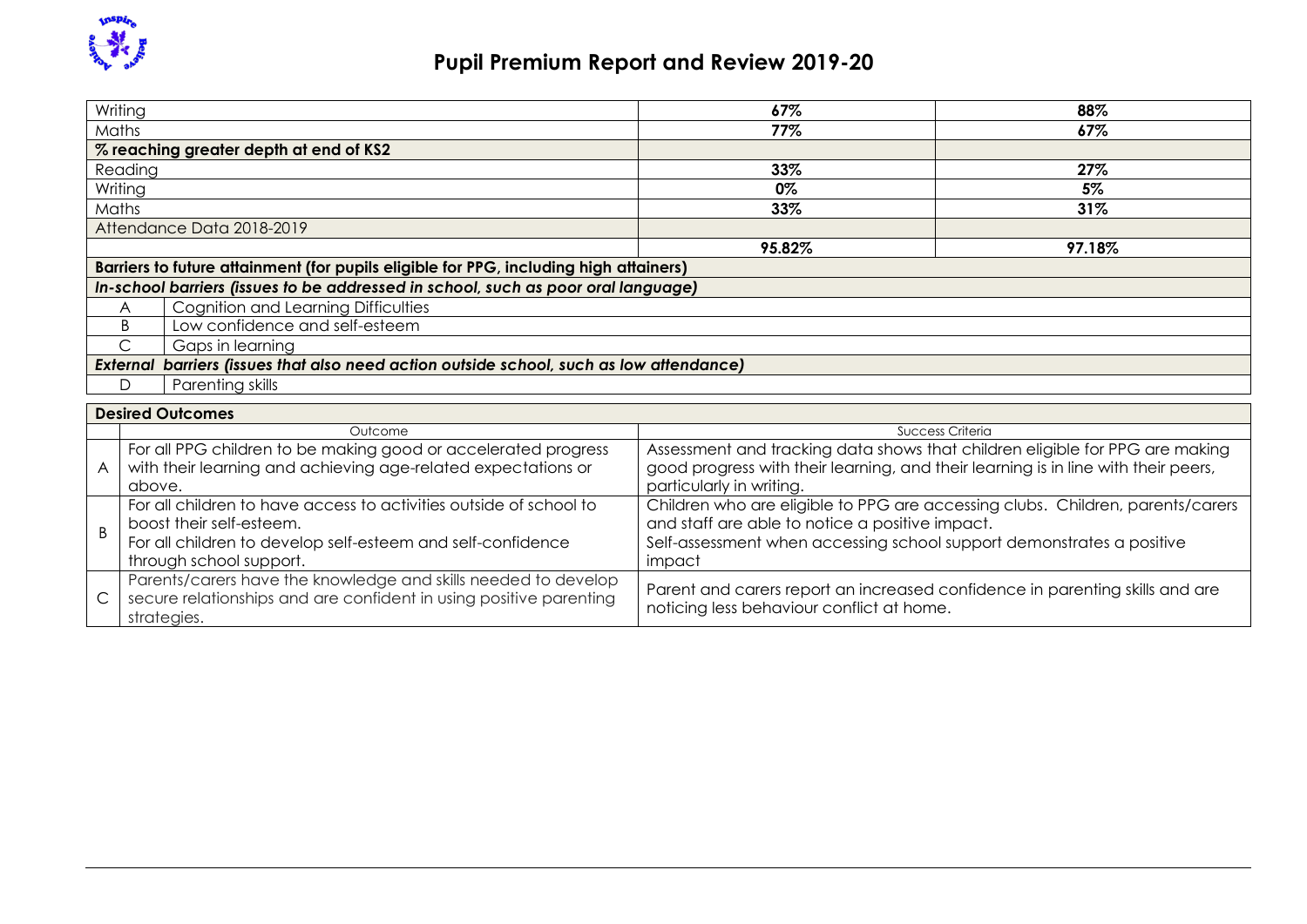# Pupil Premium Report and Review 2019-20

| | | |
|---|---|---|
| Writing | **67%** | **88%** |
| Maths | **77%** | **67%** |
| **% reaching greater depth at end of KS2** | | |
| Reading | **33%** | **27%** |
| Writing | **0%** | **5%** |
| Maths | **33%** | **31%** |
| Attendance Data 2018-2019 | | |
| | **95.82%** | **97.18%** |

| | |
|---|---|
| **Barriers to future attainment (for pupils eligible for PPG, including high attainers)** | |
| ***In-school barriers (issues to be addressed in school, such as poor oral language)*** | |
| A | Cognition and Learning Difficulties |
| B | Low confidence and self-esteem |
| C | Gaps in learning |
| ***External barriers (issues that also need action outside school, such as low attendance)*** | |
| D | Parenting skills |

**Desired Outcomes**

| | Outcome | Success Criteria |
|---|---|---|
| A | For all PPG children to be making good or accelerated progress with their learning and achieving age-related expectations or above. | Assessment and tracking data shows that children eligible for PPG are making good progress with their learning, and their learning is in line with their peers, particularly in writing. |
| B | For all children to have access to activities outside of school to boost their self-esteem.<br>For all children to develop self-esteem and self-confidence through school support. | Children who are eligible to PPG are accessing clubs. Children, parents/carers and staff are able to notice a positive impact.<br>Self-assessment when accessing school support demonstrates a positive impact |
| C | Parents/carers have the knowledge and skills needed to develop secure relationships and are confident in using positive parenting strategies. | Parent and carers report an increased confidence in parenting skills and are noticing less behaviour conflict at home. |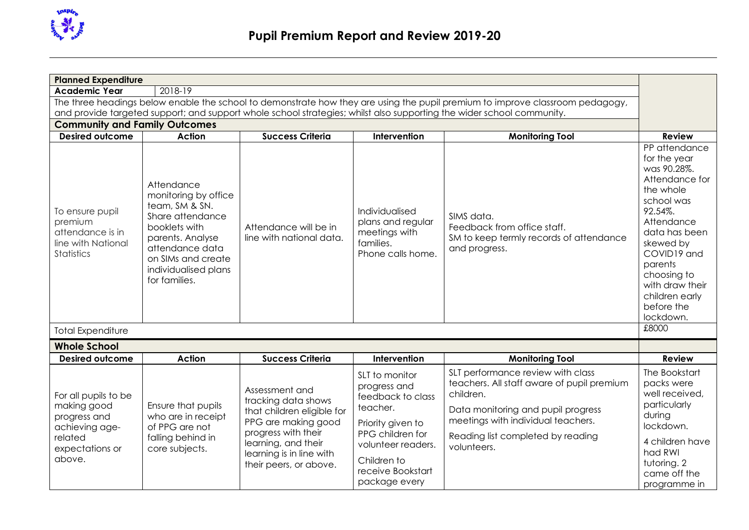# Pupil Premium Report and Review 2019-20

| **Planned Expenditure** | | | | | |
|---|---|---|---|---|---|
| **Academic Year** | 2018-19 | | | | |
| The three headings below enable the school to demonstrate how they are using the pupil premium to improve classroom pedagogy, and provide targeted support; and support whole school strategies; whilst also supporting the wider school community. | | | | | |
| **Community and Family Outcomes** | | | | | |
| **Desired outcome** | **Action** | **Success Criteria** | **Intervention** | **Monitoring Tool** | **Review** |
| To ensure pupil premium attendance is in line with National Statistics | Attendance monitoring by office team, SM & SN. Share attendance booklets with parents. Analyse attendance data on SIMs and create individualised plans for families. | Attendance will be in line with national data. | Individualised plans and regular meetings with families. Phone calls home. | SIMS data. Feedback from office staff. SM to keep termly records of attendance and progress. | PP attendance for the year was 90.28%. Attendance for the whole school was 92.54%. Attendance data has been skewed by COVID19 and parents choosing to with draw their children early before the lockdown. |
| Total Expenditure | | | | | £8000 |
| **Whole School** | | | | | |
| **Desired outcome** | **Action** | **Success Criteria** | **Intervention** | **Monitoring Tool** | **Review** |
| For all pupils to be making good progress and achieving age-related expectations or above. | Ensure that pupils who are in receipt of PPG are not falling behind in core subjects. | Assessment and tracking data shows that children eligible for PPG are making good progress with their learning, and their learning is in line with their peers, or above. | SLT to monitor progress and feedback to class teacher.<br><br>Priority given to PPG children for volunteer readers.<br><br>Children to receive Bookstart package every | SLT performance review with class teachers. All staff aware of pupil premium children.<br><br>Data monitoring and pupil progress meetings with individual teachers.<br><br>Reading list completed by reading volunteers. | The Bookstart packs were well received, particularly during lockdown.<br><br>4 children have had RWI tutoring. 2 came off the programme in |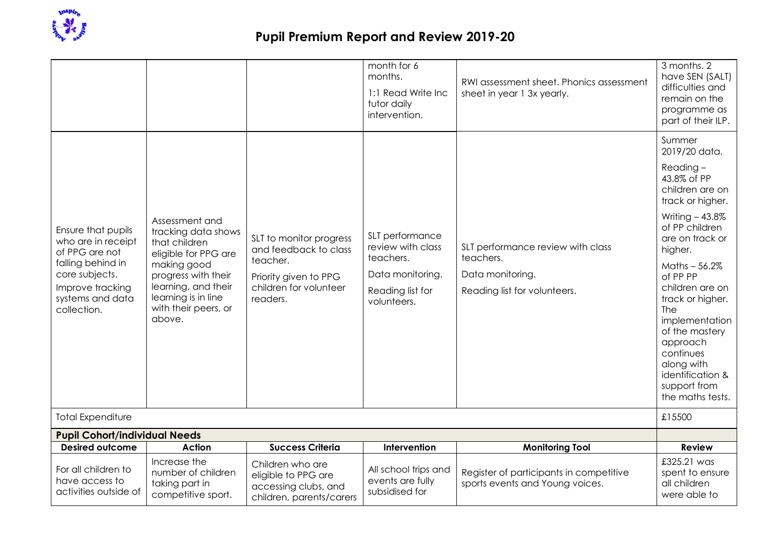# Pupil Premium Report and Review 2019-20

| | | | | | |
|---|---|---|---|---|---|
| | | | month for 6 months. 1:1 Read Write Inc tutor daily intervention. | RWI assessment sheet. Phonics assessment sheet in year 1 3x yearly. | 3 months. 2 have SEN (SALT) difficulties and remain on the programme as part of their ILP. |
| Ensure that pupils who are in receipt of PPG are not falling behind in core subjects. Improve tracking systems and data collection. | Assessment and tracking data shows that children eligible for PPG are making good progress with their learning, and their learning is in line with their peers, or above. | SLT to monitor progress and feedback to class teacher. Priority given to PPG children for volunteer readers. | SLT performance review with class teachers. Data monitoring. Reading list for volunteers. | SLT performance review with class teachers. Data monitoring. Reading list for volunteers. | Summer 2019/20 data. Reading – 43.8% of PP children are on track or higher. Writing – 43.8% of PP children are on track or higher. Maths – 56.2% of PP PP children are on track or higher. The implementation of the mastery approach continues along with identification & support from the maths tests. |
| Total Expenditure | | | | | £15500 |
| **Pupil Cohort/individual Needs** | | | | | |
| **Desired outcome** | **Action** | **Success Criteria** | **Intervention** | **Monitoring Tool** | **Review** |
| For all children to have access to activities outside of | Increase the number of children taking part in competitive sport. | Children who are eligible to PPG are accessing clubs, and children, parents/carers | All school trips and events are fully subsidised for | Register of participants in competitive sports events and Young voices. | £325.21 was spent to ensure all children were able to |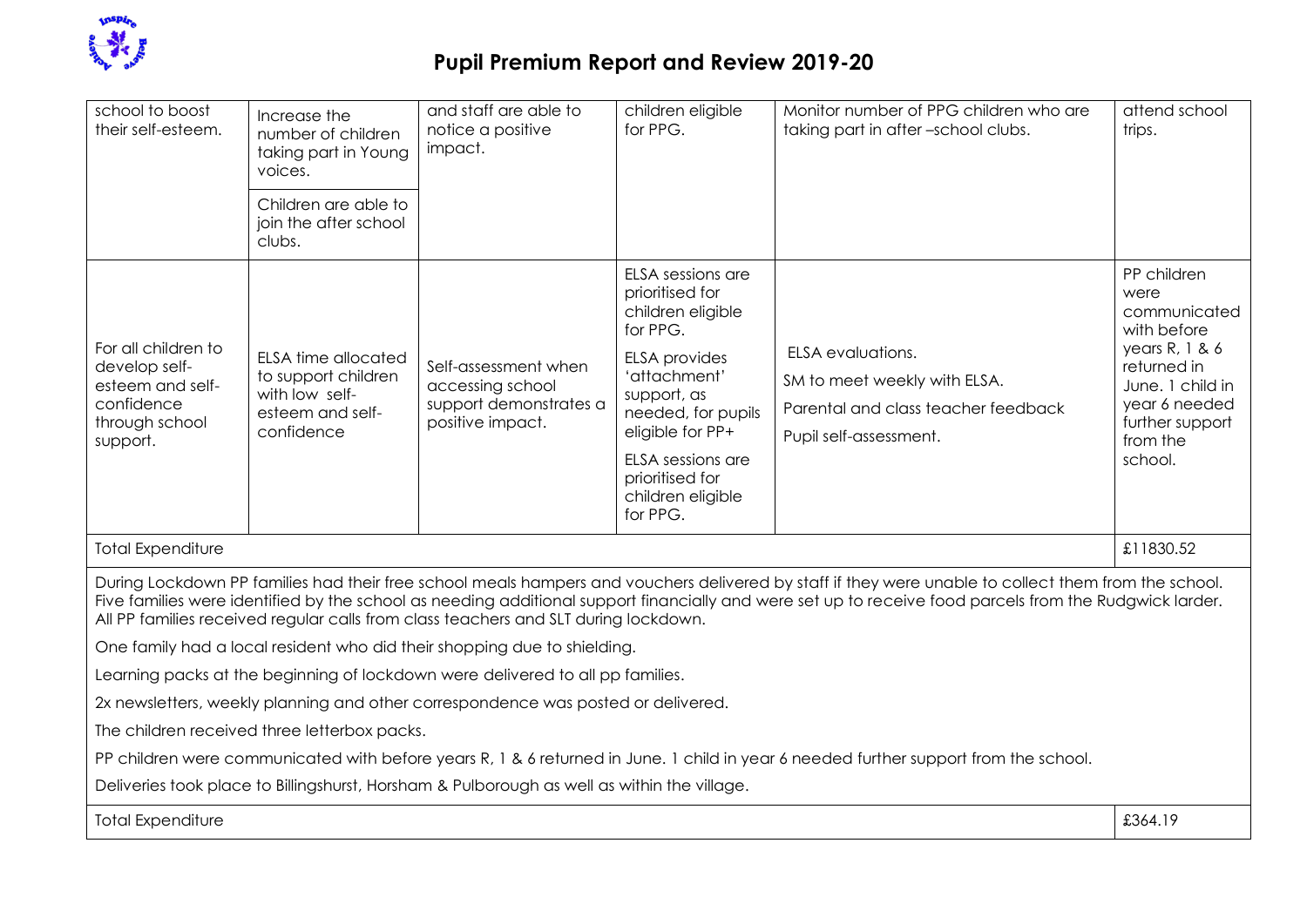# Pupil Premium Report and Review 2019-20

| | | | | | |
|---|---|---|---|---|---|
| school to boost their self-esteem. | Increase the number of children taking part in Young voices.<br><br>Children are able to join the after school clubs. | and staff are able to notice a positive impact. | children eligible for PPG. | Monitor number of PPG children who are taking part in after –school clubs. | attend school trips. |
| For all children to develop self-esteem and self-confidence through school support. | ELSA time allocated to support children with low self-esteem and self-confidence | Self-assessment when accessing school support demonstrates a positive impact. | ELSA sessions are prioritised for children eligible for PPG.<br><br>ELSA provides 'attachment' support, as needed, for pupils eligible for PP+<br><br>ELSA sessions are prioritised for children eligible for PPG. | ELSA evaluations.<br><br>SM to meet weekly with ELSA.<br><br>Parental and class teacher feedback<br><br>Pupil self-assessment. | PP children were communicated with before years R, 1 & 6 returned in June. 1 child in year 6 needed further support from the school. |
| Total Expenditure | | | | | £11830.52 |

During Lockdown PP families had their free school meals hampers and vouchers delivered by staff if they were unable to collect them from the school. Five families were identified by the school as needing additional support financially and were set up to receive food parcels from the Rudgwick larder. All PP families received regular calls from class teachers and SLT during lockdown.

One family had a local resident who did their shopping due to shielding.

Learning packs at the beginning of lockdown were delivered to all pp families.

2x newsletters, weekly planning and other correspondence was posted or delivered.

The children received three letterbox packs.

PP children were communicated with before years R, 1 & 6 returned in June. 1 child in year 6 needed further support from the school.

Deliveries took place to Billingshurst, Horsham & Pulborough as well as within the village.

| | |
|---|---|
| Total Expenditure | £364.19 |